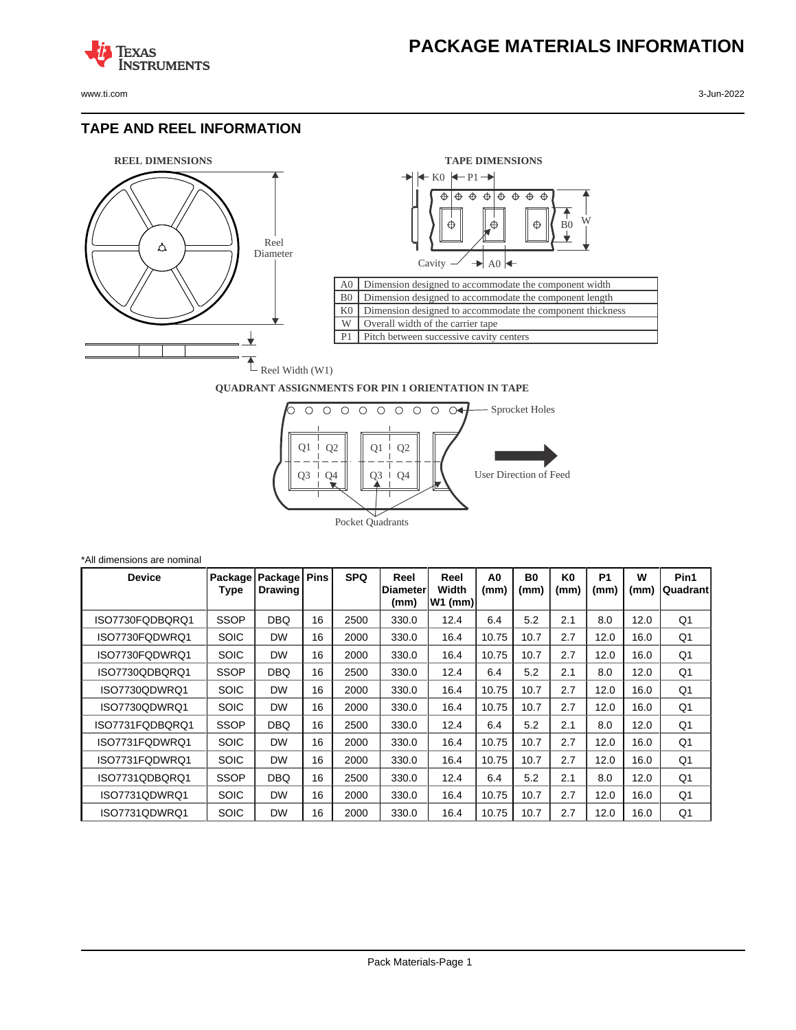# PACKAGE MATERIALS INFORMATION

## TAPE AND REEL INFORMATION

**REEL DIMENSIONS**

Reel Diameter

Reel Width (W1)

**TAPE DIMENSIONS**

K0 P1

B0 W

Cavity A0

| | |
|---|---|
| A0 | Dimension designed to accommodate the component width |
| B0 | Dimension designed to accommodate the component length |
| K0 | Dimension designed to accommodate the component thickness |
| W | Overall width of the carrier tape |
| P1 | Pitch between successive cavity centers |

**QUADRANT ASSIGNMENTS FOR PIN 1 ORIENTATION IN TAPE**

Sprocket Holes

Q1 Q2 Q3 Q4

User Direction of Feed

Pocket Quadrants

*All dimensions are nominal

| Device | Package Type | Package Drawing | Pins | SPQ | Reel Diameter (mm) | Reel Width W1 (mm) | A0 (mm) | B0 (mm) | K0 (mm) | P1 (mm) | W (mm) | Pin1 Quadrant |
|---|---|---|---|---|---|---|---|---|---|---|---|---|
| ISO7730FQDBQRQ1 | SSOP | DBQ | 16 | 2500 | 330.0 | 12.4 | 6.4 | 5.2 | 2.1 | 8.0 | 12.0 | Q1 |
| ISO7730FQDWRQ1 | SOIC | DW | 16 | 2000 | 330.0 | 16.4 | 10.75 | 10.7 | 2.7 | 12.0 | 16.0 | Q1 |
| ISO7730FQDWRQ1 | SOIC | DW | 16 | 2000 | 330.0 | 16.4 | 10.75 | 10.7 | 2.7 | 12.0 | 16.0 | Q1 |
| ISO7730QDBQRQ1 | SSOP | DBQ | 16 | 2500 | 330.0 | 12.4 | 6.4 | 5.2 | 2.1 | 8.0 | 12.0 | Q1 |
| ISO7730QDWRQ1 | SOIC | DW | 16 | 2000 | 330.0 | 16.4 | 10.75 | 10.7 | 2.7 | 12.0 | 16.0 | Q1 |
| ISO7730QDWRQ1 | SOIC | DW | 16 | 2000 | 330.0 | 16.4 | 10.75 | 10.7 | 2.7 | 12.0 | 16.0 | Q1 |
| ISO7731FQDBQRQ1 | SSOP | DBQ | 16 | 2500 | 330.0 | 12.4 | 6.4 | 5.2 | 2.1 | 8.0 | 12.0 | Q1 |
| ISO7731FQDWRQ1 | SOIC | DW | 16 | 2000 | 330.0 | 16.4 | 10.75 | 10.7 | 2.7 | 12.0 | 16.0 | Q1 |
| ISO7731FQDWRQ1 | SOIC | DW | 16 | 2000 | 330.0 | 16.4 | 10.75 | 10.7 | 2.7 | 12.0 | 16.0 | Q1 |
| ISO7731QDBQRQ1 | SSOP | DBQ | 16 | 2500 | 330.0 | 12.4 | 6.4 | 5.2 | 2.1 | 8.0 | 12.0 | Q1 |
| ISO7731QDWRQ1 | SOIC | DW | 16 | 2000 | 330.0 | 16.4 | 10.75 | 10.7 | 2.7 | 12.0 | 16.0 | Q1 |
| ISO7731QDWRQ1 | SOIC | DW | 16 | 2000 | 330.0 | 16.4 | 10.75 | 10.7 | 2.7 | 12.0 | 16.0 | Q1 |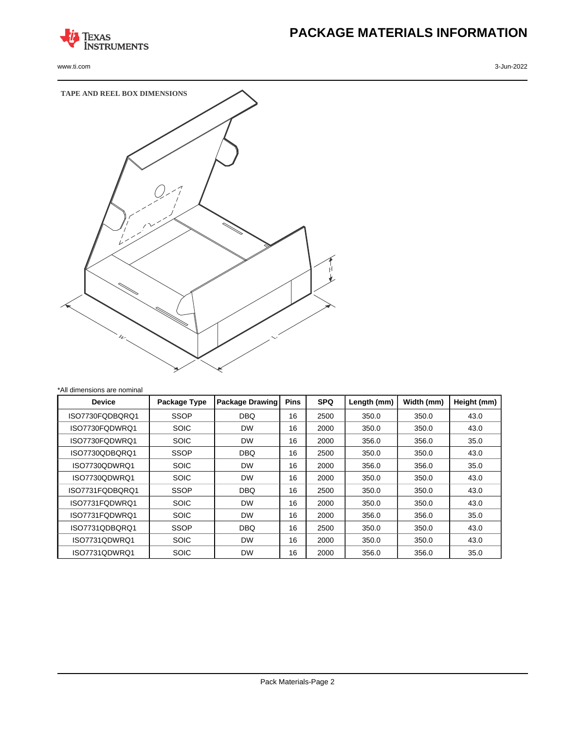# PACKAGE MATERIALS INFORMATION

## TAPE AND REEL BOX DIMENSIONS

*All dimensions are nominal

| Device | Package Type | Package Drawing | Pins | SPQ | Length (mm) | Width (mm) | Height (mm) |
|---|---|---|---|---|---|---|---|
| ISO7730FQDBQRQ1 | SSOP | DBQ | 16 | 2500 | 350.0 | 350.0 | 43.0 |
| ISO7730FQDWRQ1 | SOIC | DW | 16 | 2000 | 350.0 | 350.0 | 43.0 |
| ISO7730FQDWRQ1 | SOIC | DW | 16 | 2000 | 356.0 | 356.0 | 35.0 |
| ISO7730QDBQRQ1 | SSOP | DBQ | 16 | 2500 | 350.0 | 350.0 | 43.0 |
| ISO7730QDWRQ1 | SOIC | DW | 16 | 2000 | 356.0 | 356.0 | 35.0 |
| ISO7730QDWRQ1 | SOIC | DW | 16 | 2000 | 350.0 | 350.0 | 43.0 |
| ISO7731FQDBQRQ1 | SSOP | DBQ | 16 | 2500 | 350.0 | 350.0 | 43.0 |
| ISO7731FQDWRQ1 | SOIC | DW | 16 | 2000 | 350.0 | 350.0 | 43.0 |
| ISO7731FQDWRQ1 | SOIC | DW | 16 | 2000 | 356.0 | 356.0 | 35.0 |
| ISO7731QDBQRQ1 | SSOP | DBQ | 16 | 2500 | 350.0 | 350.0 | 43.0 |
| ISO7731QDWRQ1 | SOIC | DW | 16 | 2000 | 350.0 | 350.0 | 43.0 |
| ISO7731QDWRQ1 | SOIC | DW | 16 | 2000 | 356.0 | 356.0 | 35.0 |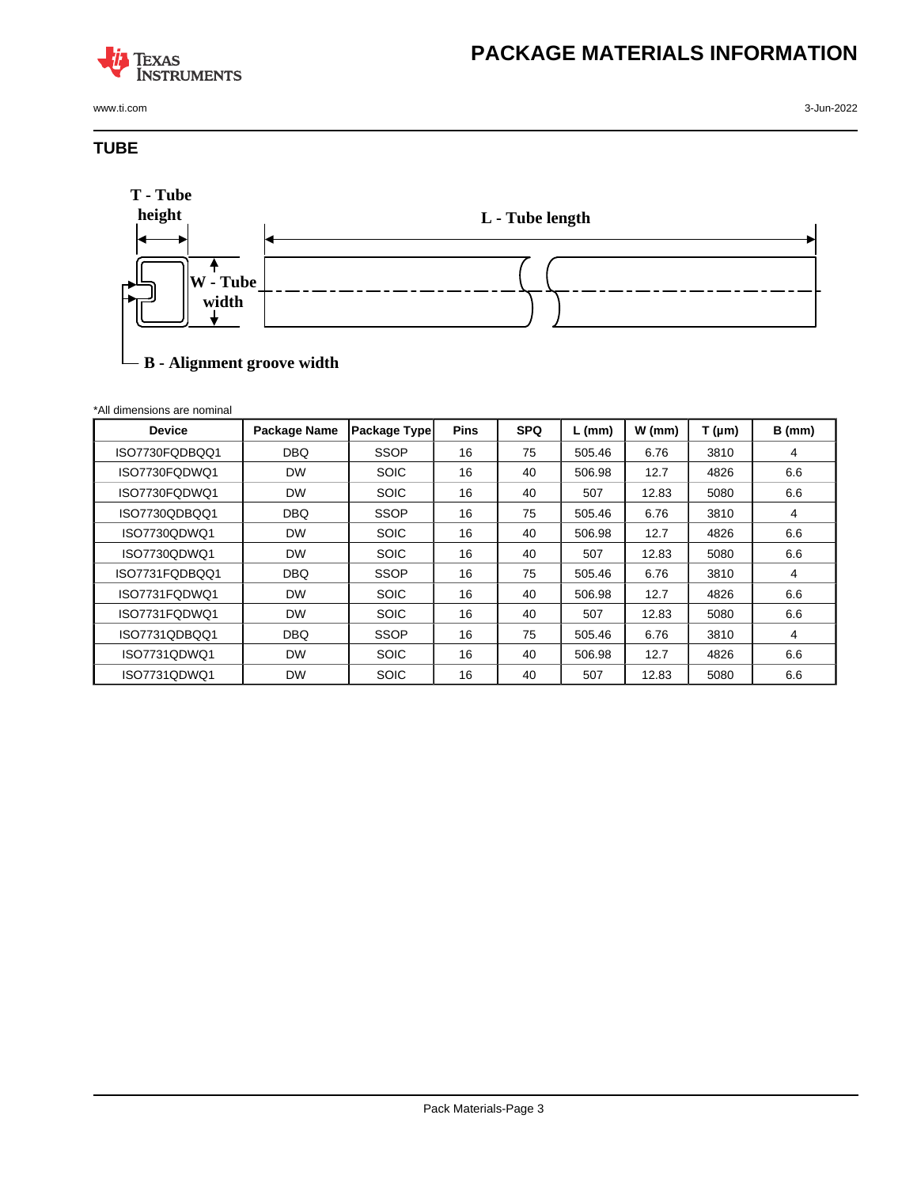## TUBE

T - Tube height

L - Tube length

W - Tube width

B - Alignment groove width

*All dimensions are nominal

| Device | Package Name | Package Type | Pins | SPQ | L (mm) | W (mm) | T (µm) | B (mm) |
|---|---|---|---|---|---|---|---|---|
| ISO7730FQDBQQ1 | DBQ | SSOP | 16 | 75 | 505.46 | 6.76 | 3810 | 4 |
| ISO7730FQDWQ1 | DW | SOIC | 16 | 40 | 506.98 | 12.7 | 4826 | 6.6 |
| ISO7730FQDWQ1 | DW | SOIC | 16 | 40 | 507 | 12.83 | 5080 | 6.6 |
| ISO7730QDBQQ1 | DBQ | SSOP | 16 | 75 | 505.46 | 6.76 | 3810 | 4 |
| ISO7730QDWQ1 | DW | SOIC | 16 | 40 | 506.98 | 12.7 | 4826 | 6.6 |
| ISO7730QDWQ1 | DW | SOIC | 16 | 40 | 507 | 12.83 | 5080 | 6.6 |
| ISO7731FQDBQQ1 | DBQ | SSOP | 16 | 75 | 505.46 | 6.76 | 3810 | 4 |
| ISO7731FQDWQ1 | DW | SOIC | 16 | 40 | 506.98 | 12.7 | 4826 | 6.6 |
| ISO7731FQDWQ1 | DW | SOIC | 16 | 40 | 507 | 12.83 | 5080 | 6.6 |
| ISO7731QDBQQ1 | DBQ | SSOP | 16 | 75 | 505.46 | 6.76 | 3810 | 4 |
| ISO7731QDWQ1 | DW | SOIC | 16 | 40 | 506.98 | 12.7 | 4826 | 6.6 |
| ISO7731QDWQ1 | DW | SOIC | 16 | 40 | 507 | 12.83 | 5080 | 6.6 |